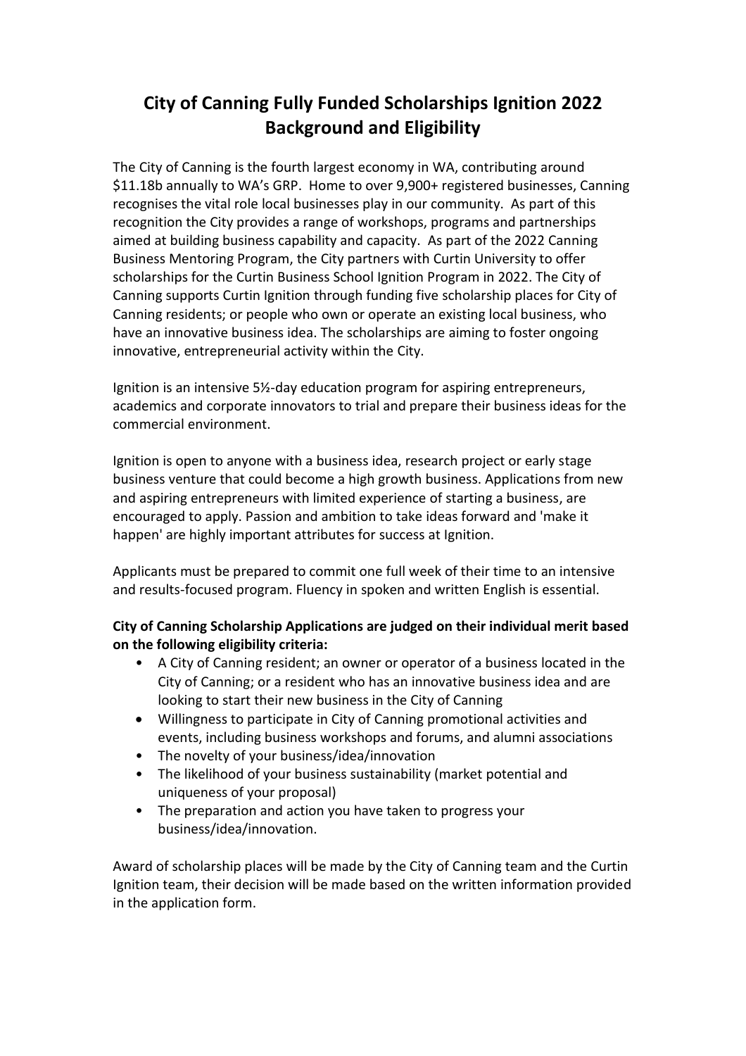# City of Canning Fully Funded Scholarships Ignition 2022 Background and Eligibility

The City of Canning is the fourth largest economy in WA, contributing around $11.18b annually to WA's GRP. Home to over 9,900+ registered businesses, Canning recognises the vital role local businesses play in our community. As part of this recognition the City provides a range of workshops, programs and partnerships aimed at building business capability and capacity. As part of the 2022 Canning Business Mentoring Program, the City partners with Curtin University to offer scholarships for the Curtin Business School Ignition Program in 2022. The City of Canning supports Curtin Ignition through funding five scholarship places for City of Canning residents; or people who own or operate an existing local business, who have an innovative business idea. The scholarships are aiming to foster ongoing innovative, entrepreneurial activity within the City.

Ignition is an intensive 5½-day education program for aspiring entrepreneurs, academics and corporate innovators to trial and prepare their business ideas for the commercial environment.

Ignition is open to anyone with a business idea, research project or early stage business venture that could become a high growth business. Applications from new and aspiring entrepreneurs with limited experience of starting a business, are encouraged to apply. Passion and ambition to take ideas forward and 'make it happen' are highly important attributes for success at Ignition.

Applicants must be prepared to commit one full week of their time to an intensive and results-focused program. Fluency in spoken and written English is essential.

**City of Canning Scholarship Applications are judged on their individual merit based on the following eligibility criteria:**

- A City of Canning resident; an owner or operator of a business located in the City of Canning; or a resident who has an innovative business idea and are looking to start their new business in the City of Canning
- Willingness to participate in City of Canning promotional activities and events, including business workshops and forums, and alumni associations
- The novelty of your business/idea/innovation
- The likelihood of your business sustainability (market potential and uniqueness of your proposal)
- The preparation and action you have taken to progress your business/idea/innovation.

Award of scholarship places will be made by the City of Canning team and the Curtin Ignition team, their decision will be made based on the written information provided in the application form.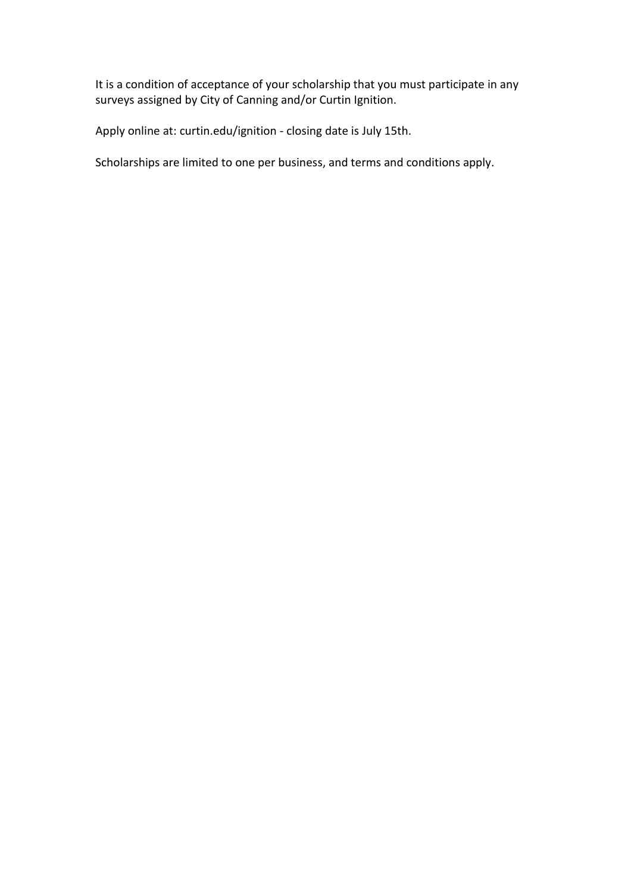It is a condition of acceptance of your scholarship that you must participate in any surveys assigned by City of Canning and/or Curtin Ignition.

Apply online at: curtin.edu/ignition - closing date is July 15th.

Scholarships are limited to one per business, and terms and conditions apply.